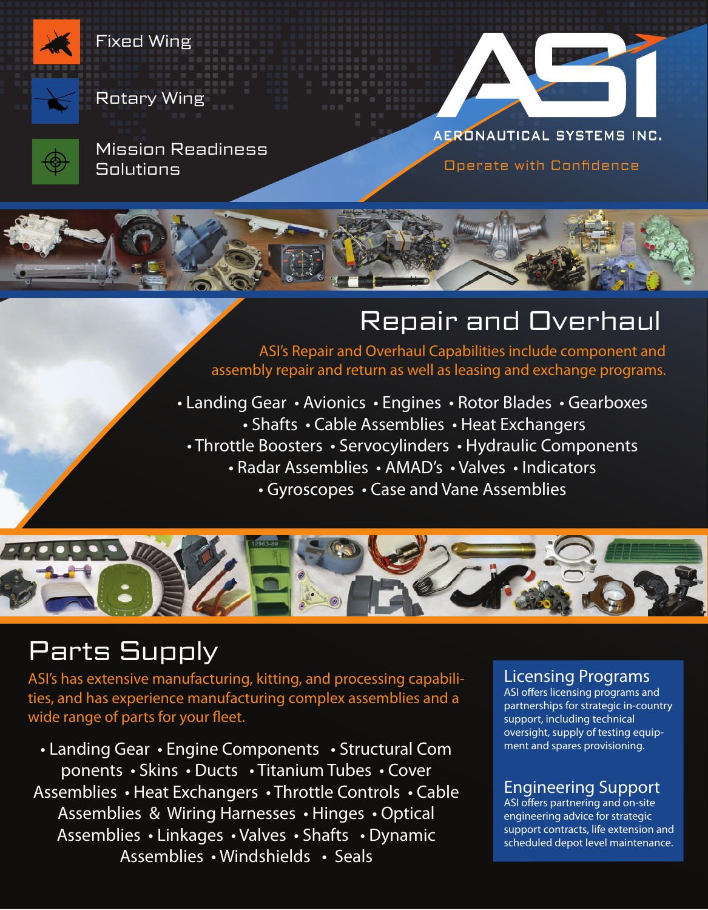Fixed Wing

Rotary Wing

Mission Readiness Solutions

# ASI

AERONAUTICAL SYSTEMS INC.

Operate with Confidence

## Repair and Overhaul

ASI's Repair and Overhaul Capabilities include component and assembly repair and return as well as leasing and exchange programs.

• Landing Gear • Avionics • Engines • Rotor Blades • Gearboxes • Shafts • Cable Assemblies • Heat Exchangers • Throttle Boosters • Servocylinders • Hydraulic Components • Radar Assemblies • AMAD's • Valves • Indicators • Gyroscopes • Case and Vane Assemblies

## Parts Supply

ASI's has extensive manufacturing, kitting, and processing capabilities, and has experience manufacturing complex assemblies and a wide range of parts for your fleet.

• Landing Gear • Engine Components • Structural Components • Skins • Ducts • Titanium Tubes • Cover Assemblies • Heat Exchangers • Throttle Controls • Cable Assemblies & Wiring Harnesses • Hinges • Optical Assemblies • Linkages • Valves • Shafts • Dynamic Assemblies • Windshields • Seals

### Licensing Programs

ASI offers licensing programs and partnerships for strategic in-country support, including technical oversight, supply of testing equipment and spares provisioning.

### Engineering Support

ASI offers partnering and on-site engineering advice for strategic support contracts, life extension and scheduled depot level maintenance.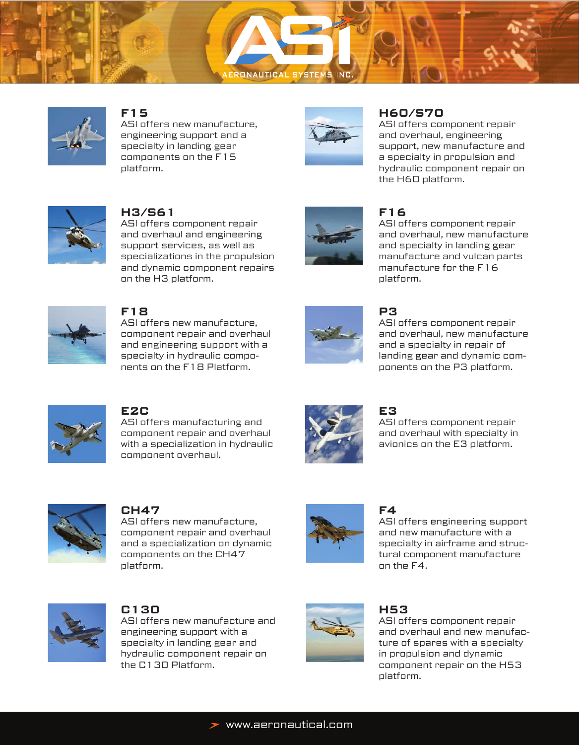# ASI

AERONAUTICAL SYSTEMS INC.

## F15

ASI offers new manufacture, engineering support and a specialty in landing gear components on the F15 platform.

## H60/S70

ASI offers component repair and overhaul, engineering support, new manufacture and a specialty in propulsion and hydraulic component repair on the H60 platform.

## H3/S61

ASI offers component repair and overhaul and engineering support services, as well as specializations in the propulsion and dynamic component repairs on the H3 platform.

## F16

ASI offers component repair and overhaul, new manufacture and specialty in landing gear manufacture and vulcan parts manufacture for the F16 platform.

## F18

ASI offers new manufacture, component repair and overhaul and engineering support with a specialty in hydraulic components on the F18 Platform.

## P3

ASI offers component repair and overhaul, new manufacture and a specialty in repair of landing gear and dynamic components on the P3 platform.

## E2C

ASI offers manufacturing and component repair and overhaul with a specialization in hydraulic component overhaul.

## E3

ASI offers component repair and overhaul with specialty in avionics on the E3 platform.

## CH47

ASI offers new manufacture, component repair and overhaul and a specialization on dynamic components on the CH47 platform.

## F4

ASI offers engineering support and new manufacture with a specialty in airframe and structural component manufacture on the F4.

## C130

ASI offers new manufacture and engineering support with a specialty in landing gear and hydraulic component repair on the C130 Platform.

## H53

ASI offers component repair and overhaul and new manufacture of spares with a specialty in propulsion and dynamic component repair on the H53 platform.

www.aeronautical.com